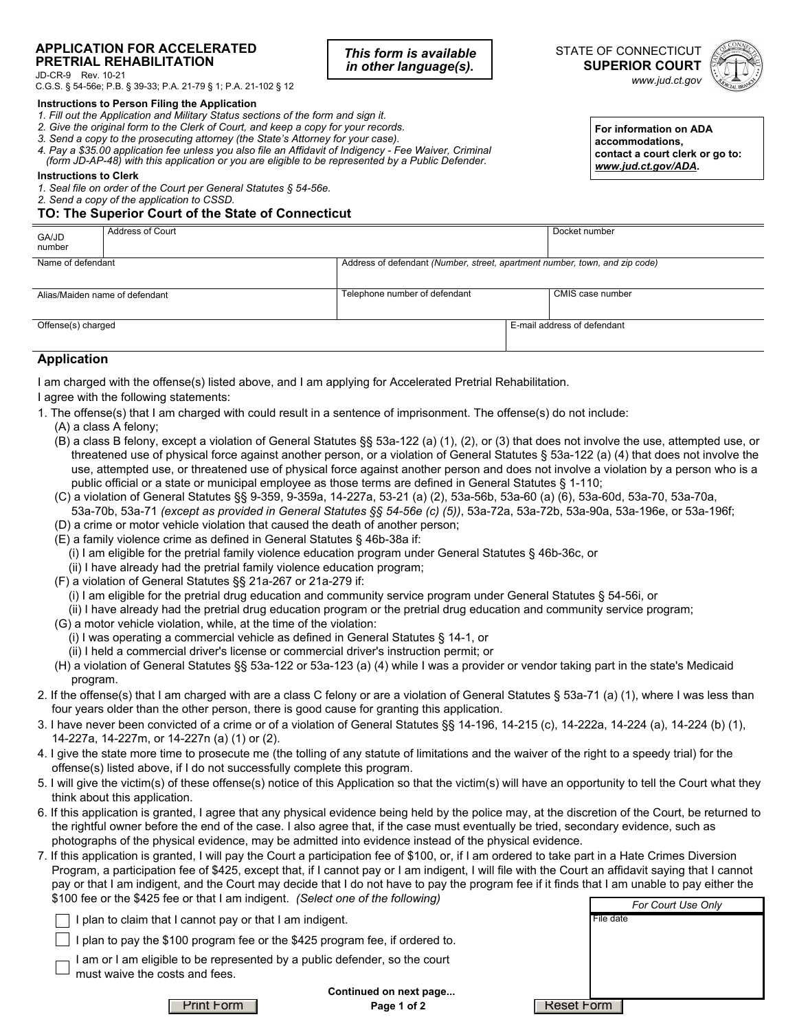**APPLICATION FOR ACCELERATED PRETRIAL REHABILITATION**
JD-CR-9 Rev. 10-21
C.G.S. § 54-56e; P.B. § 39-33; P.A. 21-79 § 1; P.A. 21-102 § 12

***This form is available in other language(s).***

STATE OF CONNECTICUT
**SUPERIOR COURT**
*www.jud.ct.gov*

**For information on ADA accommodations, contact a court clerk or go to: *www.jud.ct.gov/ADA*.**

**Instructions to Person Filing the Application**

*1. Fill out the Application and Military Status sections of the form and sign it.*
*2. Give the original form to the Clerk of Court, and keep a copy for your records.*
*3. Send a copy to the prosecuting attorney (the State's Attorney for your case).*
*4. Pay a $35.00 application fee unless you also file an Affidavit of Indigency - Fee Waiver, Criminal (form JD-AP-48) with this application or you are eligible to be represented by a Public Defender.*

**Instructions to Clerk**

*1. Seal file on order of the Court per General Statutes § 54-56e.*
*2. Send a copy of the application to CSSD.*

## TO: The Superior Court of the State of Connecticut

| GA/JD number | Address of Court | | Docket number |
|---|---|---|---|
| Name of defendant | Address of defendant *(Number, street, apartment number, town, and zip code)* | | |
| Alias/Maiden name of defendant | Telephone number of defendant | | CMIS case number |
| Offense(s) charged | | E-mail address of defendant | |

## Application

I am charged with the offense(s) listed above, and I am applying for Accelerated Pretrial Rehabilitation.
I agree with the following statements:

1. The offense(s) that I am charged with could result in a sentence of imprisonment. The offense(s) do not include:
   (A) a class A felony;
   (B) a class B felony, except a violation of General Statutes §§ 53a-122 (a) (1), (2), or (3) that does not involve the use, attempted use, or threatened use of physical force against another person, or a violation of General Statutes § 53a-122 (a) (4) that does not involve the use, attempted use, or threatened use of physical force against another person and does not involve a violation by a person who is a public official or a state or municipal employee as those terms are defined in General Statutes § 1-110;
   (C) a violation of General Statutes §§ 9-359, 9-359a, 14-227a, 53-21 (a) (2), 53a-56b, 53a-60 (a) (6), 53a-60d, 53a-70, 53a-70a, 53a-70b, 53a-71 *(except as provided in General Statutes §§ 54-56e (c) (5))*, 53a-72a, 53a-72b, 53a-90a, 53a-196e, or 53a-196f;
   (D) a crime or motor vehicle violation that caused the death of another person;
   (E) a family violence crime as defined in General Statutes § 46b-38a if:
      (i) I am eligible for the pretrial family violence education program under General Statutes § 46b-36c, or
      (ii) I have already had the pretrial family violence education program;
   (F) a violation of General Statutes §§ 21a-267 or 21a-279 if:
      (i) I am eligible for the pretrial drug education and community service program under General Statutes § 54-56i, or
      (ii) I have already had the pretrial drug education program or the pretrial drug education and community service program;
   (G) a motor vehicle violation, while, at the time of the violation:
      (i) I was operating a commercial vehicle as defined in General Statutes § 14-1, or
      (ii) I held a commercial driver's license or commercial driver's instruction permit; or
   (H) a violation of General Statutes §§ 53a-122 or 53a-123 (a) (4) while I was a provider or vendor taking part in the state's Medicaid program.
2. If the offense(s) that I am charged with are a class C felony or are a violation of General Statutes § 53a-71 (a) (1), where I was less than four years older than the other person, there is good cause for granting this application.
3. I have never been convicted of a crime or of a violation of General Statutes §§ 14-196, 14-215 (c), 14-222a, 14-224 (a), 14-224 (b) (1), 14-227a, 14-227m, or 14-227n (a) (1) or (2).
4. I give the state more time to prosecute me (the tolling of any statute of limitations and the waiver of the right to a speedy trial) for the offense(s) listed above, if I do not successfully complete this program.
5. I will give the victim(s) of these offense(s) notice of this Application so that the victim(s) will have an opportunity to tell the Court what they think about this application.
6. If this application is granted, I agree that any physical evidence being held by the police may, at the discretion of the Court, be returned to the rightful owner before the end of the case. I also agree that, if the case must eventually be tried, secondary evidence, such as photographs of the physical evidence, may be admitted into evidence instead of the physical evidence.
7. If this application is granted, I will pay the Court a participation fee of $100, or, if I am ordered to take part in a Hate Crimes Diversion Program, a participation fee of $425, except that, if I cannot pay or I am indigent, I will file with the Court an affidavit saying that I cannot pay or that I am indigent, and the Court may decide that I do not have to pay the program fee if it finds that I am unable to pay either the $100 fee or the $425 fee or that I am indigent. *(Select one of the following)*

   ☐ I plan to claim that I cannot pay or that I am indigent.
   ☐ I plan to pay the $100 program fee or the $425 program fee, if ordered to.
   ☐ I am or I am eligible to be represented by a public defender, so the court must waive the costs and fees.

| *For Court Use Only* |
|---|
| File date |

**Continued on next page...**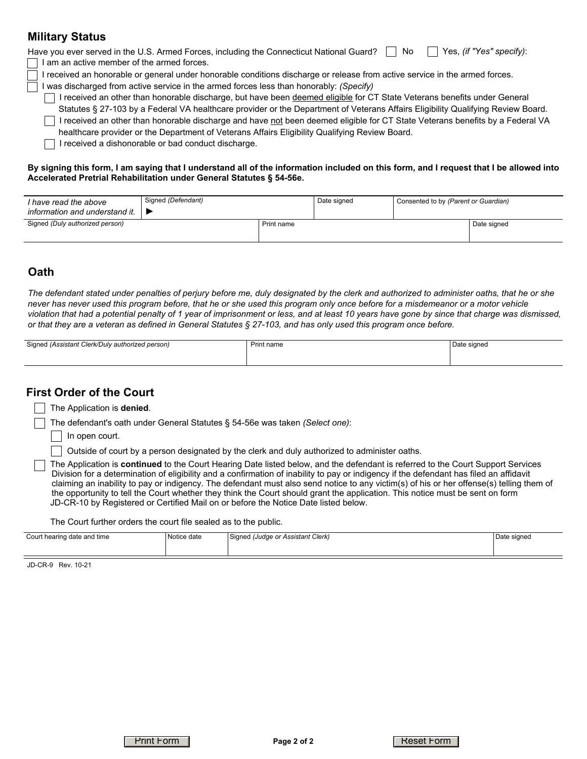## Military Status

Have you ever served in the U.S. Armed Forces, including the Connecticut National Guard? ☐ No ☐ Yes, *(if "Yes" specify)*:

- ☐ I am an active member of the armed forces.
- ☐ I received an honorable or general under honorable conditions discharge or release from active service in the armed forces.
- ☐ I was discharged from active service in the armed forces less than honorably: *(Specify)*
  - ☐ I received an other than honorable discharge, but have been deemed eligible for CT State Veterans benefits under General Statutes § 27-103 by a Federal VA healthcare provider or the Department of Veterans Affairs Eligibility Qualifying Review Board.
  - ☐ I received an other than honorable discharge and have not been deemed eligible for CT State Veterans benefits by a Federal VA healthcare provider or the Department of Veterans Affairs Eligibility Qualifying Review Board.
  - ☐ I received a dishonorable or bad conduct discharge.

**By signing this form, I am saying that I understand all of the information included on this form, and I request that I be allowed into Accelerated Pretrial Rehabilitation under General Statutes § 54-56e.**

| *I have read the above information and understand it.* | Signed *(Defendant)* ► | Date signed | Consented to by *(Parent or Guardian)* |
|---|---|---|---|

| Signed *(Duly authorized person)* | Print name | Date signed |
|---|---|---|

## Oath

*The defendant stated under penalties of perjury before me, duly designated by the clerk and authorized to administer oaths, that he or she never has never used this program before, that he or she used this program only once before for a misdemeanor or a motor vehicle violation that had a potential penalty of 1 year of imprisonment or less, and at least 10 years have gone by since that charge was dismissed, or that they are a veteran as defined in General Statutes § 27-103, and has only used this program once before.*

| Signed *(Assistant Clerk/Duly authorized person)* | Print name | Date signed |
|---|---|---|

## First Order of the Court

- ☐ The Application is **denied**.
- ☐ The defendant's oath under General Statutes § 54-56e was taken *(Select one)*:
  - ☐ In open court.
  - ☐ Outside of court by a person designated by the clerk and duly authorized to administer oaths.
- ☐ The Application is **continued** to the Court Hearing Date listed below, and the defendant is referred to the Court Support Services Division for a determination of eligibility and a confirmation of inability to pay or indigency if the defendant has filed an affidavit claiming an inability to pay or indigency. The defendant must also send notice to any victim(s) of his or her offense(s) telling them of the opportunity to tell the Court whether they think the Court should grant the application. This notice must be sent on form JD-CR-10 by Registered or Certified Mail on or before the Notice Date listed below.

The Court further orders the court file sealed as to the public.

| Court hearing date and time | Notice date | Signed *(Judge or Assistant Clerk)* | Date signed |
|---|---|---|---|

JD-CR-9 Rev. 10-21